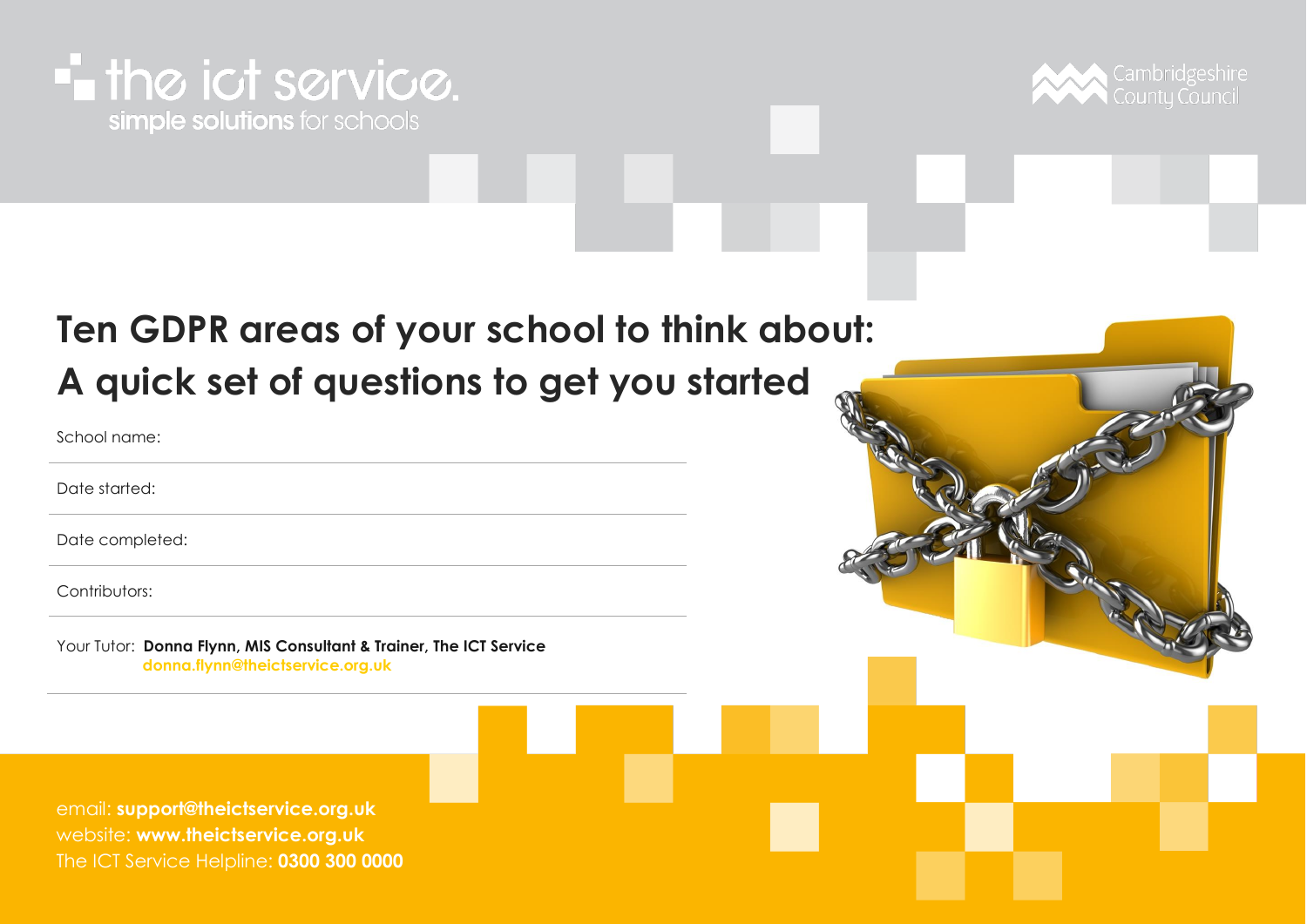the ict service.
simple solutions for schools

Cambridgeshire County Council

# Ten GDPR areas of your school to think about: A quick set of questions to get you started

School name:

Date started:

Date completed:

Contributors:

Your Tutor: **Donna Flynn, MIS Consultant & Trainer, The ICT Service**
**donna.flynn@theictservice.org.uk**

email: **support@theictservice.org.uk**
website: **www.theictservice.org.uk**
The ICT Service Helpline: **0300 300 0000**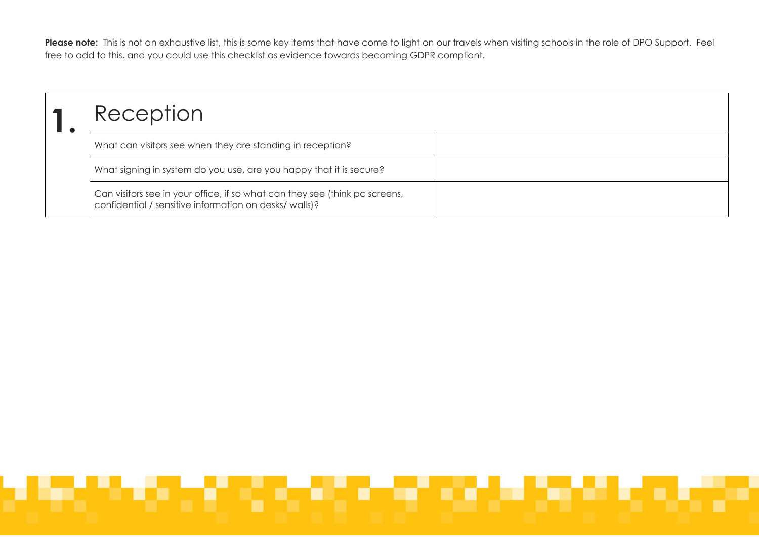**Please note:** This is not an exhaustive list, this is some key items that have come to light on our travels when visiting schools in the role of DPO Support. Feel free to add to this, and you could use this checklist as evidence towards becoming GDPR compliant.

| **1.** | Reception | |
|---|---|---|
| | What can visitors see when they are standing in reception? | |
| | What signing in system do you use, are you happy that it is secure? | |
| | Can visitors see in your office, if so what can they see (think pc screens, confidential / sensitive information on desks/ walls)? | |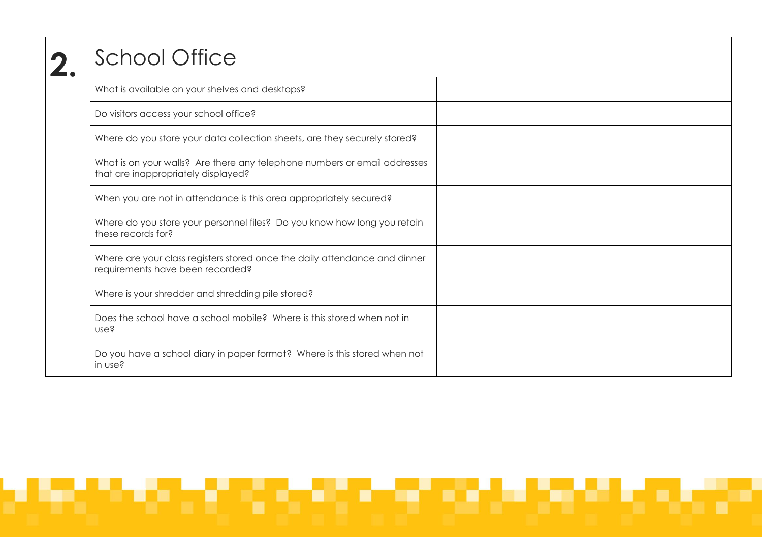## 2. School Office

| Question | Response |
|---|---|
| What is available on your shelves and desktops? | |
| Do visitors access your school office? | |
| Where do you store your data collection sheets, are they securely stored? | |
| What is on your walls? Are there any telephone numbers or email addresses that are inappropriately displayed? | |
| When you are not in attendance is this area appropriately secured? | |
| Where do you store your personnel files? Do you know how long you retain these records for? | |
| Where are your class registers stored once the daily attendance and dinner requirements have been recorded? | |
| Where is your shredder and shredding pile stored? | |
| Does the school have a school mobile? Where is this stored when not in use? | |
| Do you have a school diary in paper format? Where is this stored when not in use? | |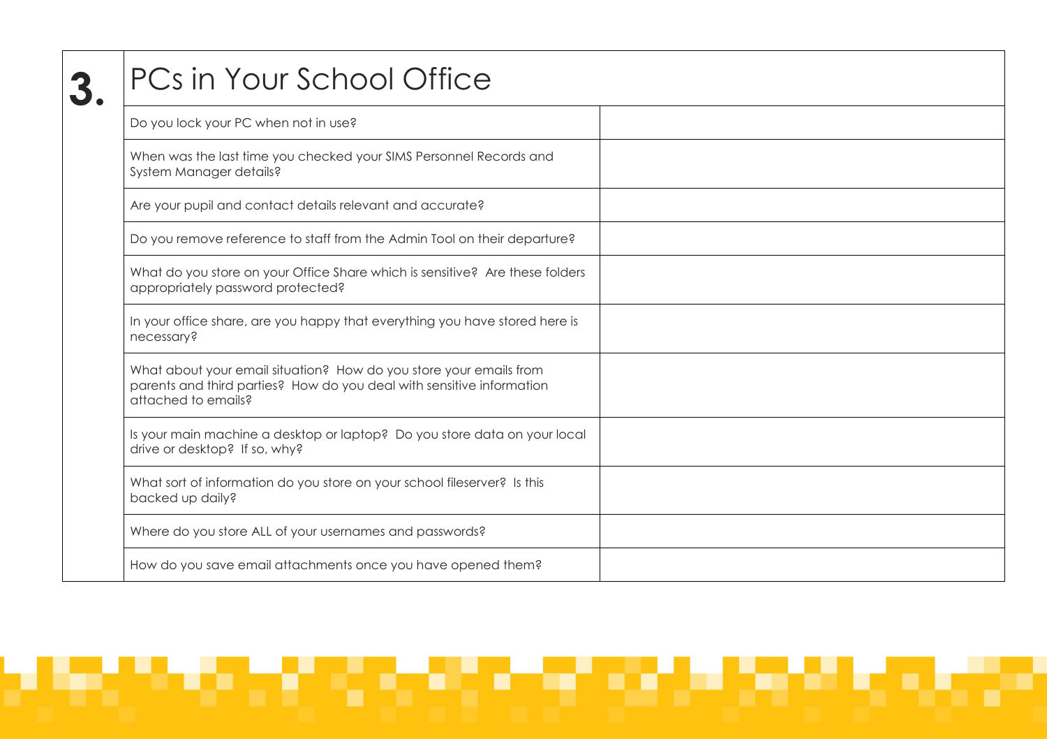## 3. PCs in Your School Office

| Question | Response |
|---|---|
| Do you lock your PC when not in use? | |
| When was the last time you checked your SIMS Personnel Records and System Manager details? | |
| Are your pupil and contact details relevant and accurate? | |
| Do you remove reference to staff from the Admin Tool on their departure? | |
| What do you store on your Office Share which is sensitive? Are these folders appropriately password protected? | |
| In your office share, are you happy that everything you have stored here is necessary? | |
| What about your email situation? How do you store your emails from parents and third parties? How do you deal with sensitive information attached to emails? | |
| Is your main machine a desktop or laptop? Do you store data on your local drive or desktop? If so, why? | |
| What sort of information do you store on your school fileserver? Is this backed up daily? | |
| Where do you store ALL of your usernames and passwords? | |
| How do you save email attachments once you have opened them? | |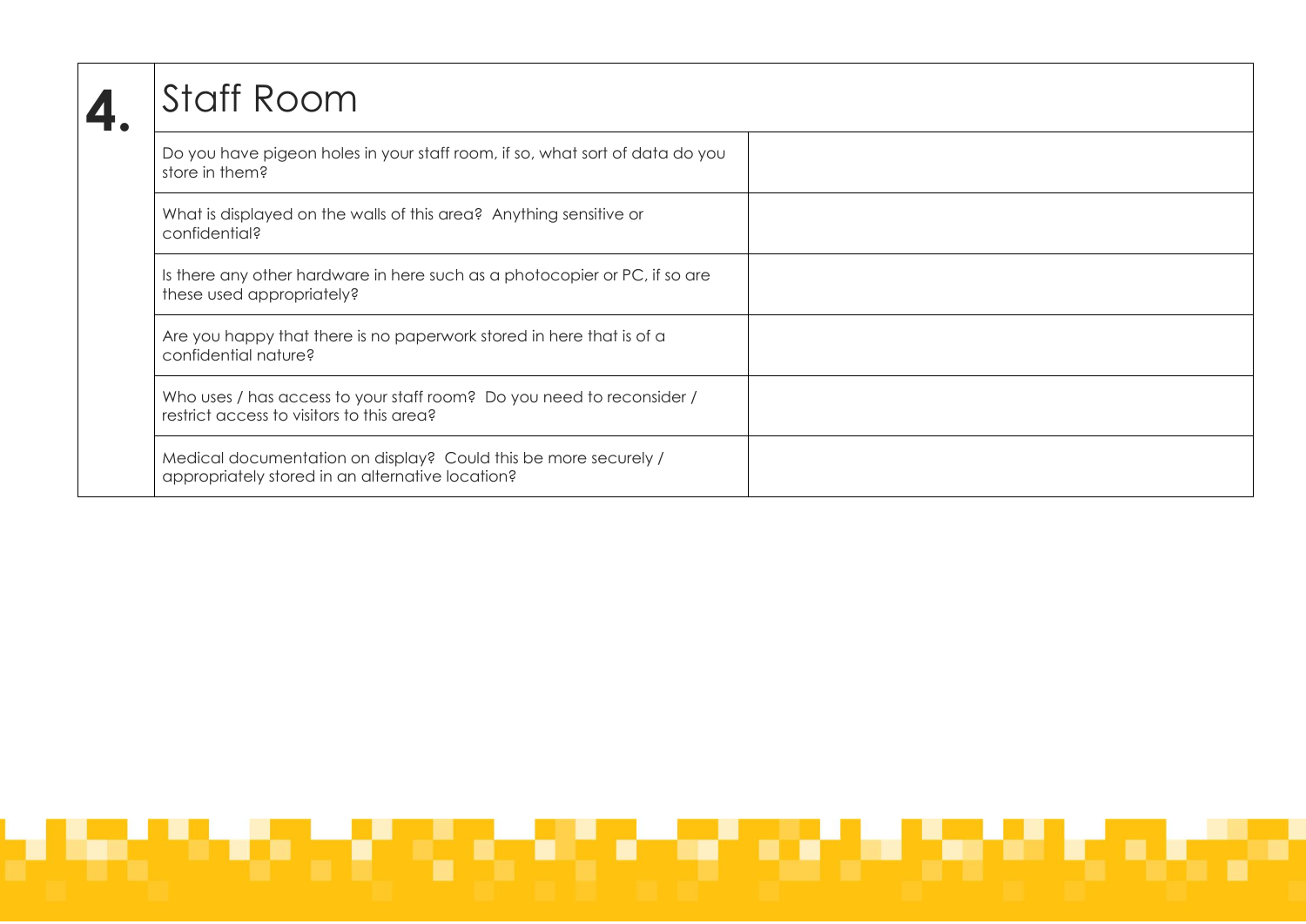## 4. Staff Room

| Question | Response |
|---|---|
| Do you have pigeon holes in your staff room, if so, what sort of data do you store in them? | |
| What is displayed on the walls of this area? Anything sensitive or confidential? | |
| Is there any other hardware in here such as a photocopier or PC, if so are these used appropriately? | |
| Are you happy that there is no paperwork stored in here that is of a confidential nature? | |
| Who uses / has access to your staff room? Do you need to reconsider / restrict access to visitors to this area? | |
| Medical documentation on display? Could this be more securely / appropriately stored in an alternative location? | |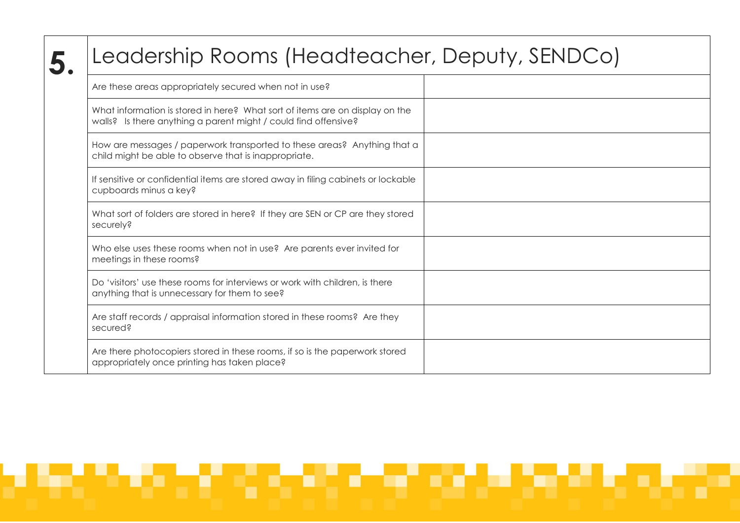## 5. Leadership Rooms (Headteacher, Deputy, SENDCo)

| Question | Notes |
| --- | --- |
| Are these areas appropriately secured when not in use? | |
| What information is stored in here? What sort of items are on display on the walls? Is there anything a parent might / could find offensive? | |
| How are messages / paperwork transported to these areas? Anything that a child might be able to observe that is inappropriate. | |
| If sensitive or confidential items are stored away in filing cabinets or lockable cupboards minus a key? | |
| What sort of folders are stored in here? If they are SEN or CP are they stored securely? | |
| Who else uses these rooms when not in use? Are parents ever invited for meetings in these rooms? | |
| Do 'visitors' use these rooms for interviews or work with children, is there anything that is unnecessary for them to see? | |
| Are staff records / appraisal information stored in these rooms? Are they secured? | |
| Are there photocopiers stored in these rooms, if so is the paperwork stored appropriately once printing has taken place? | |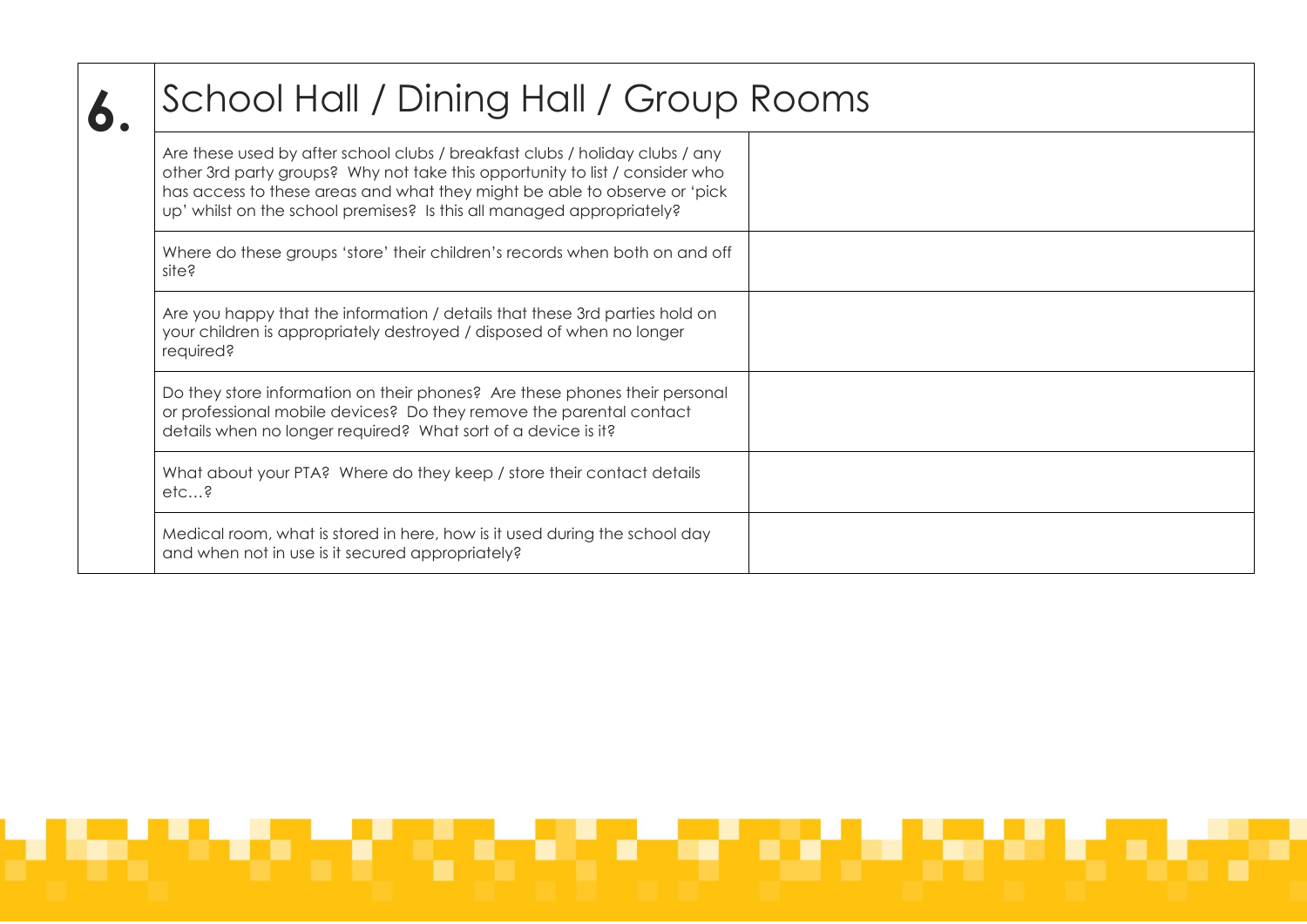## 6. School Hall / Dining Hall / Group Rooms

| | |
|---|---|
| Are these used by after school clubs / breakfast clubs / holiday clubs / any other 3rd party groups? Why not take this opportunity to list / consider who has access to these areas and what they might be able to observe or 'pick up' whilst on the school premises? Is this all managed appropriately? | |
| Where do these groups 'store' their children's records when both on and off site? | |
| Are you happy that the information / details that these 3rd parties hold on your children is appropriately destroyed / disposed of when no longer required? | |
| Do they store information on their phones? Are these phones their personal or professional mobile devices? Do they remove the parental contact details when no longer required? What sort of a device is it? | |
| What about your PTA? Where do they keep / store their contact details etc…? | |
| Medical room, what is stored in here, how is it used during the school day and when not in use is it secured appropriately? | |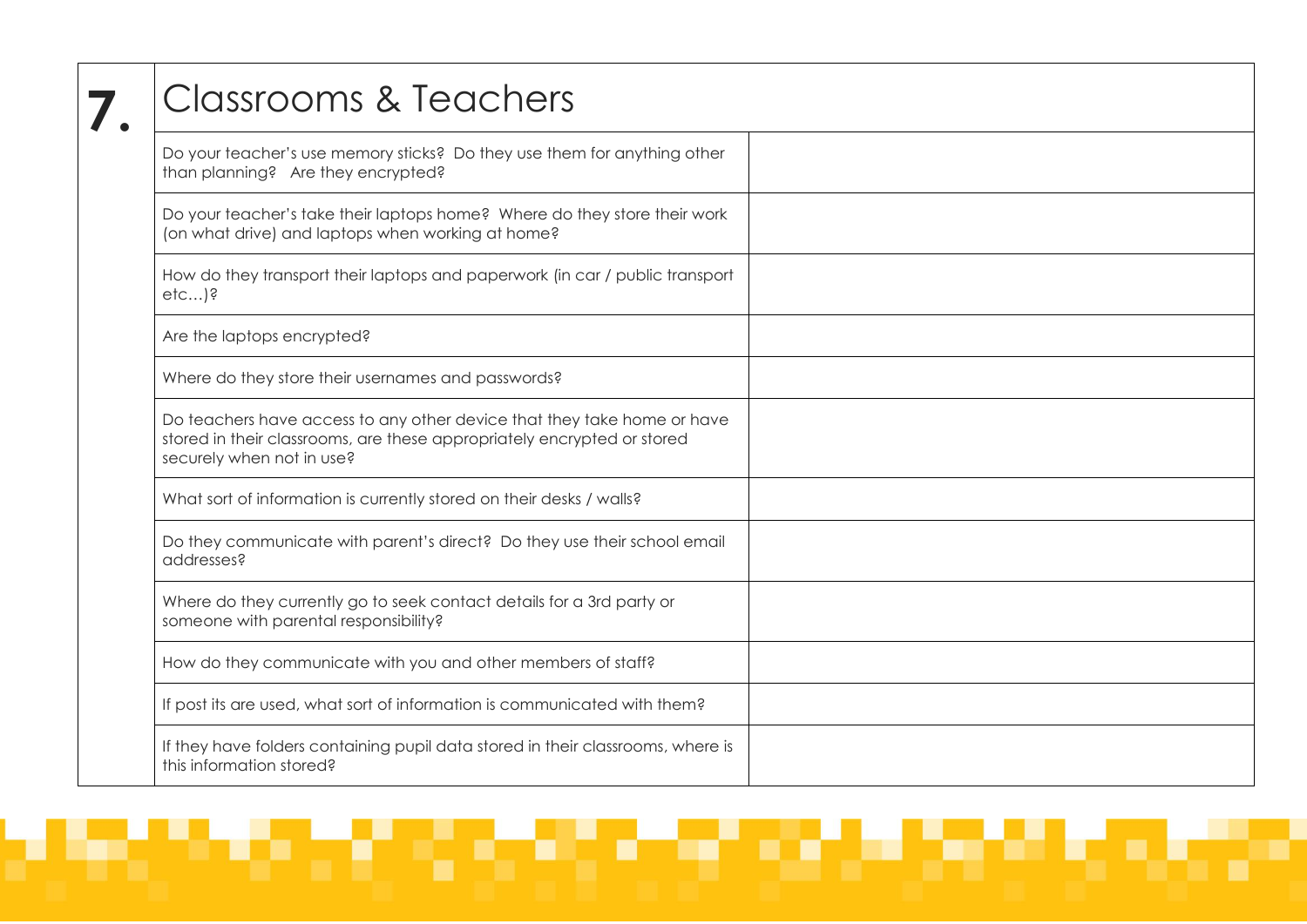## 7. Classrooms & Teachers

| Question | Response |
| --- | --- |
| Do your teacher's use memory sticks? Do they use them for anything other than planning? Are they encrypted? | |
| Do your teacher's take their laptops home? Where do they store their work (on what drive) and laptops when working at home? | |
| How do they transport their laptops and paperwork (in car / public transport etc…)? | |
| Are the laptops encrypted? | |
| Where do they store their usernames and passwords? | |
| Do teachers have access to any other device that they take home or have stored in their classrooms, are these appropriately encrypted or stored securely when not in use? | |
| What sort of information is currently stored on their desks / walls? | |
| Do they communicate with parent's direct? Do they use their school email addresses? | |
| Where do they currently go to seek contact details for a 3rd party or someone with parental responsibility? | |
| How do they communicate with you and other members of staff? | |
| If post its are used, what sort of information is communicated with them? | |
| If they have folders containing pupil data stored in their classrooms, where is this information stored? | |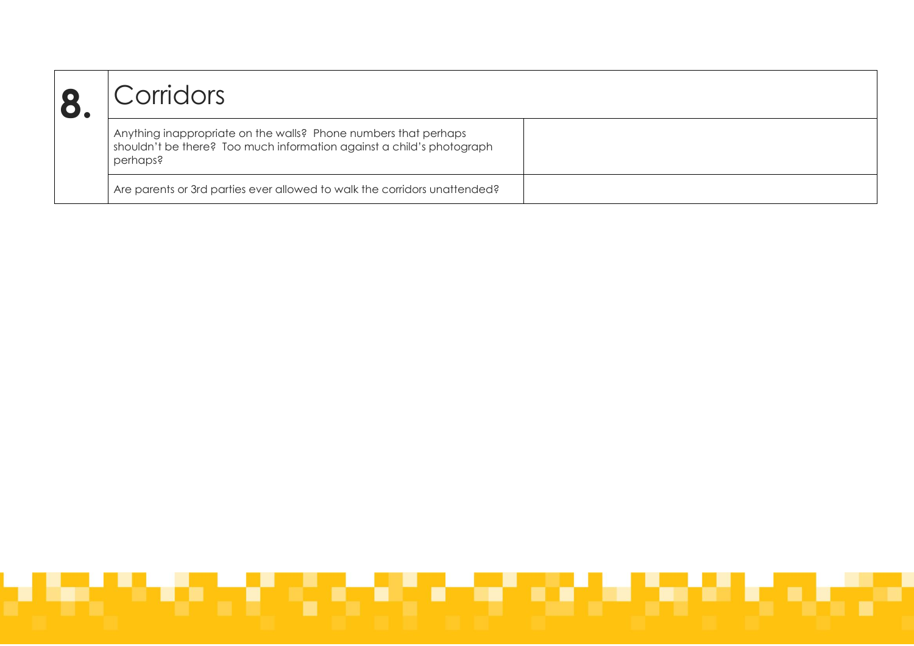## 8. Corridors

| Corridors | |
|---|---|
| Anything inappropriate on the walls? Phone numbers that perhaps shouldn't be there? Too much information against a child's photograph perhaps? | |
| Are parents or 3rd parties ever allowed to walk the corridors unattended? | |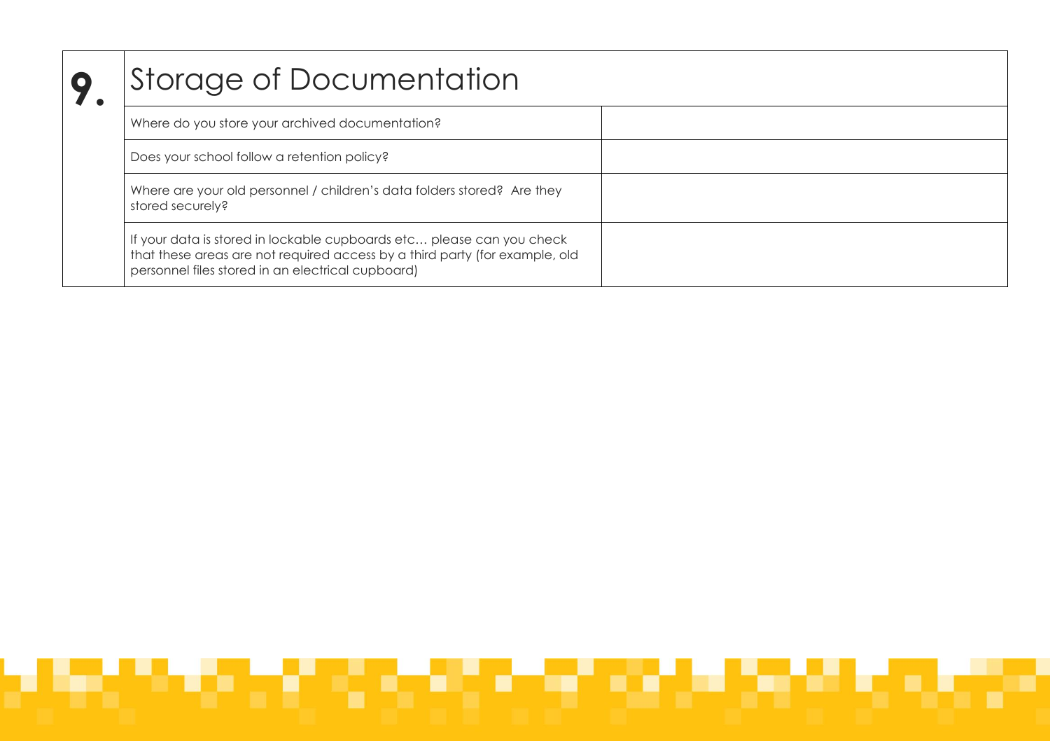## 9. Storage of Documentation

| Question | Response |
| --- | --- |
| Where do you store your archived documentation? | |
| Does your school follow a retention policy? | |
| Where are your old personnel / children's data folders stored? Are they stored securely? | |
| If your data is stored in lockable cupboards etc… please can you check that these areas are not required access by a third party (for example, old personnel files stored in an electrical cupboard) | |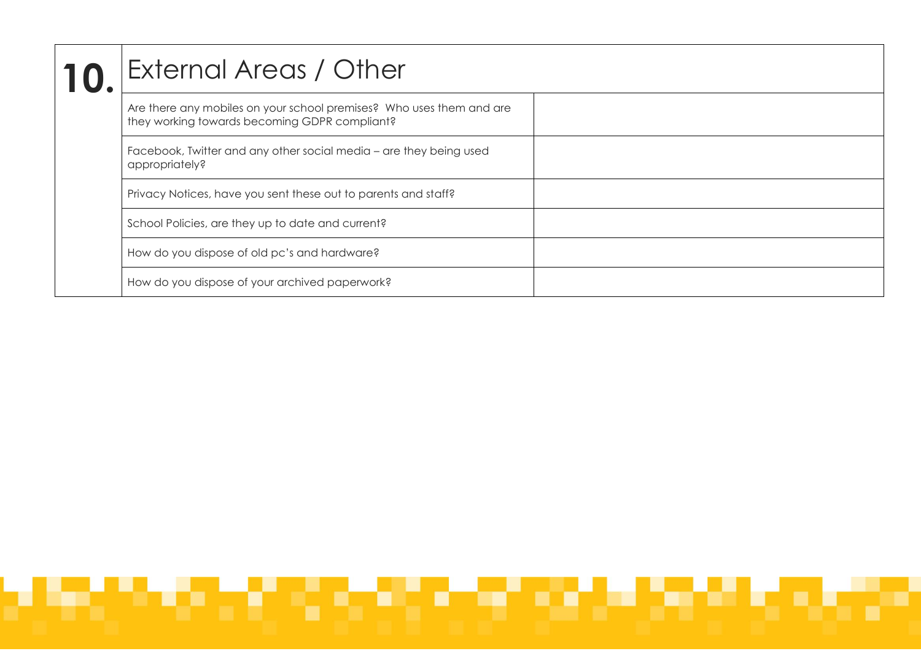## 10. External Areas / Other

| | |
|---|---|
| Are there any mobiles on your school premises? Who uses them and are they working towards becoming GDPR compliant? | |
| Facebook, Twitter and any other social media – are they being used appropriately? | |
| Privacy Notices, have you sent these out to parents and staff? | |
| School Policies, are they up to date and current? | |
| How do you dispose of old pc's and hardware? | |
| How do you dispose of your archived paperwork? | |